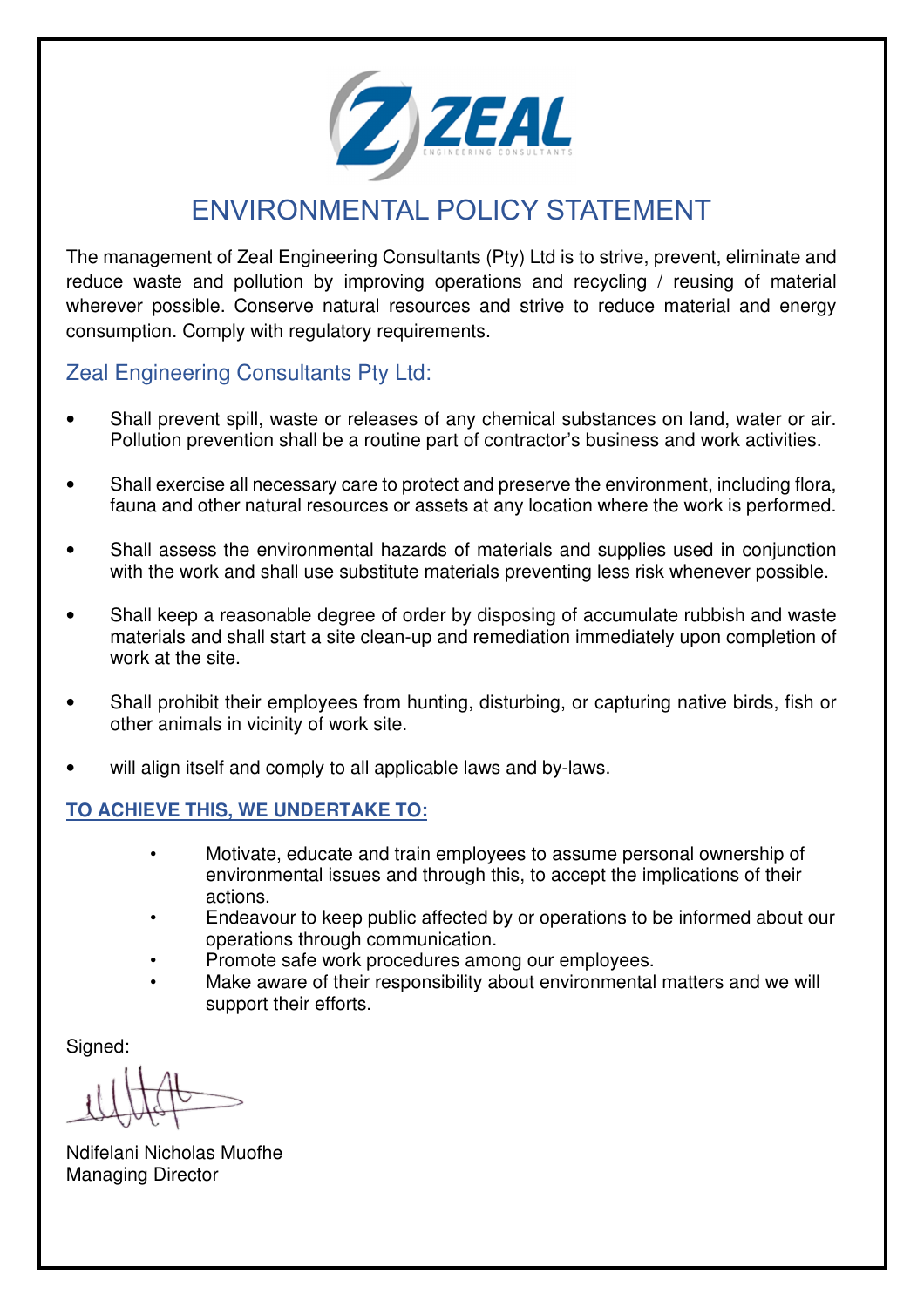# ENVIRONMENTAL POLICY STATEMENT

The management of Zeal Engineering Consultants (Pty) Ltd is to strive, prevent, eliminate and reduce waste and pollution by improving operations and recycling / reusing of material wherever possible. Conserve natural resources and strive to reduce material and energy consumption. Comply with regulatory requirements.

## Zeal Engineering Consultants Pty Ltd:

- Shall prevent spill, waste or releases of any chemical substances on land, water or air. Pollution prevention shall be a routine part of contractor's business and work activities.
- Shall exercise all necessary care to protect and preserve the environment, including flora, fauna and other natural resources or assets at any location where the work is performed.
- Shall assess the environmental hazards of materials and supplies used in conjunction with the work and shall use substitute materials preventing less risk whenever possible.
- Shall keep a reasonable degree of order by disposing of accumulate rubbish and waste materials and shall start a site clean-up and remediation immediately upon completion of work at the site.
- Shall prohibit their employees from hunting, disturbing, or capturing native birds, fish or other animals in vicinity of work site.
- will align itself and comply to all applicable laws and by-laws.

**TO ACHIEVE THIS, WE UNDERTAKE TO:**

- Motivate, educate and train employees to assume personal ownership of environmental issues and through this, to accept the implications of their actions.
- Endeavour to keep public affected by or operations to be informed about our operations through communication.
- Promote safe work procedures among our employees.
- Make aware of their responsibility about environmental matters and we will support their efforts.

Signed:

Ndifelani Nicholas Muofhe
Managing Director